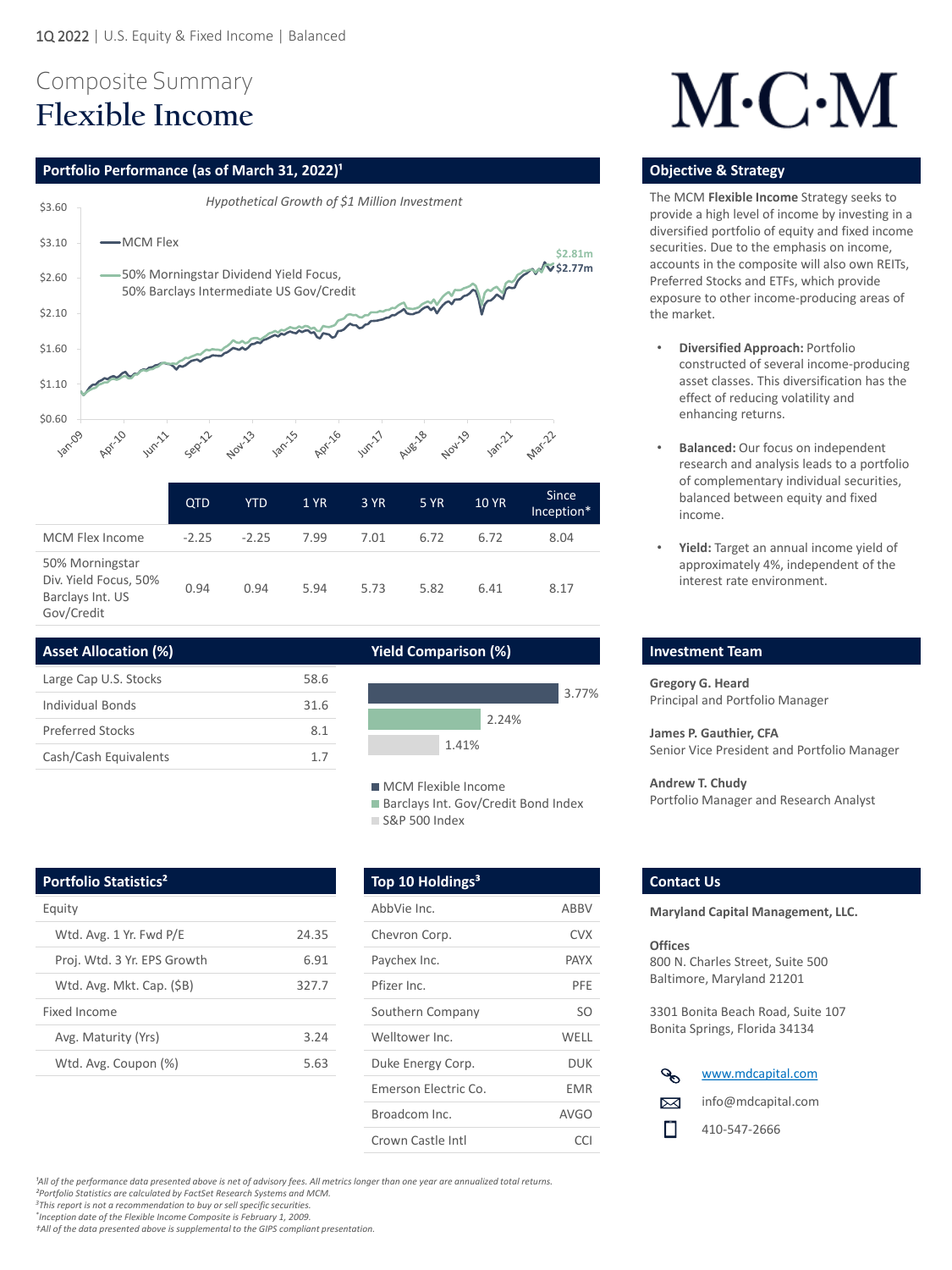1Q 2022 | U.S. Equity & Fixed Income | Balanced

# Composite Summary
# Flexible Income

M·C·M

## Portfolio Performance (as of March 31, 2022)[1]

*Hypothetical Growth of $1 Million Investment*

MCM Flex: $2.77m
50% Morningstar Dividend Yield Focus, 50% Barclays Intermediate US Gov/Credit: $2.81m

| | QTD | YTD | 1 YR | 3 YR | 5 YR | 10 YR | Since Inception* |
|---|---|---|---|---|---|---|---|
| MCM Flex Income | -2.25 | -2.25 | 7.99 | 7.01 | 6.72 | 6.72 | 8.04 |
| 50% Morningstar Div. Yield Focus, 50% Barclays Int. US Gov/Credit | 0.94 | 0.94 | 5.94 | 5.73 | 5.82 | 6.41 | 8.17 |

## Asset Allocation (%)

| | |
|---|---|
| Large Cap U.S. Stocks | 58.6 |
| Individual Bonds | 31.6 |
| Preferred Stocks | 8.1 |
| Cash/Cash Equivalents | 1.7 |

## Yield Comparison (%)

| | |
|---|---|
| MCM Flexible Income | 3.77% |
| Barclays Int. Gov/Credit Bond Index | 2.24% |
| S&P 500 Index | 1.41% |

## Portfolio Statistics[2]

| | |
|---|---|
| **Equity** | |
| Wtd. Avg. 1 Yr. Fwd P/E | 24.35 |
| Proj. Wtd. 3 Yr. EPS Growth | 6.91 |
| Wtd. Avg. Mkt. Cap. ($B) | 327.7 |
| **Fixed Income** | |
| Avg. Maturity (Yrs) | 3.24 |
| Wtd. Avg. Coupon (%) | 5.63 |

## Top 10 Holdings[3]

| | |
|---|---|
| AbbVie Inc. | ABBV |
| Chevron Corp. | CVX |
| Paychex Inc. | PAYX |
| Pfizer Inc. | PFE |
| Southern Company | SO |
| Welltower Inc. | WELL |
| Duke Energy Corp. | DUK |
| Emerson Electric Co. | EMR |
| Broadcom Inc. | AVGO |
| Crown Castle Intl | CCI |

## Objective & Strategy

The MCM **Flexible Income** Strategy seeks to provide a high level of income by investing in a diversified portfolio of equity and fixed income securities. Due to the emphasis on income, accounts in the composite will also own REITs, Preferred Stocks and ETFs, which provide exposure to other income-producing areas of the market.

- **Diversified Approach:** Portfolio constructed of several income-producing asset classes. This diversification has the effect of reducing volatility and enhancing returns.
- **Balanced:** Our focus on independent research and analysis leads to a portfolio of complementary individual securities, balanced between equity and fixed income.
- **Yield:** Target an annual income yield of approximately 4%, independent of the interest rate environment.

## Investment Team

**Gregory G. Heard**
Principal and Portfolio Manager

**James P. Gauthier, CFA**
Senior Vice President and Portfolio Manager

**Andrew T. Chudy**
Portfolio Manager and Research Analyst

## Contact Us

**Maryland Capital Management, LLC.**

**Offices**
800 N. Charles Street, Suite 500
Baltimore, Maryland 21201

3301 Bonita Beach Road, Suite 107
Bonita Springs, Florida 34134

www.mdcapital.com
info@mdcapital.com
410-547-2666

*[1] All of the performance data presented above is net of advisory fees. All metrics longer than one year are annualized total returns.*
*[2] Portfolio Statistics are calculated by FactSet Research Systems and MCM.*
*[3] This report is not a recommendation to buy or sell specific securities.*
*\* Inception date of the Flexible Income Composite is February 1, 2009.*
*† All of the data presented above is supplemental to the GIPS compliant presentation.*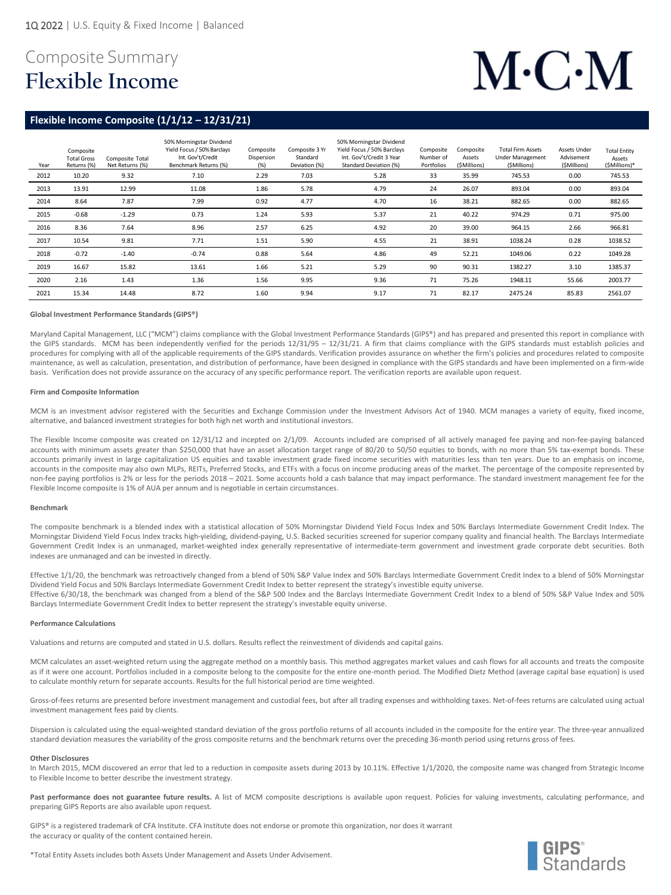1Q 2022 | U.S. Equity & Fixed Income | Balanced

# Composite Summary
# Flexible Income

M·C·M

## Flexible Income Composite (1/1/12 – 12/31/21)

| Year | Composite Total Gross Returns (%) | Composite Total Net Returns (%) | 50% Morningstar Dividend Yield Focus / 50% Barclays Int. Gov't/Credit Benchmark Returns (%) | Composite Dispersion (%) | Composite 3 Yr Standard Deviation (%) | 50% Morningstar Dividend Yield Focus / 50% Barclays Int. Gov't/Credit 3 Year Standard Deviation (%) | Composite Number of Portfolios | Composite Assets ($Millions) | Total Firm Assets Under Management ($Millions) | Assets Under Advisement ($Millions) | Total Entity Assets ($Millions)* |
|---|---|---|---|---|---|---|---|---|---|---|---|
| 2012 | 10.20 | 9.32 | 7.10 | 2.29 | 7.03 | 5.28 | 33 | 35.99 | 745.53 | 0.00 | 745.53 |
| 2013 | 13.91 | 12.99 | 11.08 | 1.86 | 5.78 | 4.79 | 24 | 26.07 | 893.04 | 0.00 | 893.04 |
| 2014 | 8.64 | 7.87 | 7.99 | 0.92 | 4.77 | 4.70 | 16 | 38.21 | 882.65 | 0.00 | 882.65 |
| 2015 | -0.68 | -1.29 | 0.73 | 1.24 | 5.93 | 5.37 | 21 | 40.22 | 974.29 | 0.71 | 975.00 |
| 2016 | 8.36 | 7.64 | 8.96 | 2.57 | 6.25 | 4.92 | 20 | 39.00 | 964.15 | 2.66 | 966.81 |
| 2017 | 10.54 | 9.81 | 7.71 | 1.51 | 5.90 | 4.55 | 21 | 38.91 | 1038.24 | 0.28 | 1038.52 |
| 2018 | -0.72 | -1.40 | -0.74 | 0.88 | 5.64 | 4.86 | 49 | 52.21 | 1049.06 | 0.22 | 1049.28 |
| 2019 | 16.67 | 15.82 | 13.61 | 1.66 | 5.21 | 5.29 | 90 | 90.31 | 1382.27 | 3.10 | 1385.37 |
| 2020 | 2.16 | 1.43 | 1.36 | 1.56 | 9.95 | 9.36 | 71 | 75.26 | 1948.11 | 55.66 | 2003.77 |
| 2021 | 15.34 | 14.48 | 8.72 | 1.60 | 9.94 | 9.17 | 71 | 82.17 | 2475.24 | 85.83 | 2561.07 |

#### Global Investment Performance Standards (GIPS®)

Maryland Capital Management, LLC ("MCM") claims compliance with the Global Investment Performance Standards (GIPS®) and has prepared and presented this report in compliance with the GIPS standards. MCM has been independently verified for the periods 12/31/95 – 12/31/21. A firm that claims compliance with the GIPS standards must establish policies and procedures for complying with all of the applicable requirements of the GIPS standards. Verification provides assurance on whether the firm's policies and procedures related to composite maintenance, as well as calculation, presentation, and distribution of performance, have been designed in compliance with the GIPS standards and have been implemented on a firm-wide basis. Verification does not provide assurance on the accuracy of any specific performance report. The verification reports are available upon request.

#### Firm and Composite Information

MCM is an investment advisor registered with the Securities and Exchange Commission under the Investment Advisors Act of 1940. MCM manages a variety of equity, fixed income, alternative, and balanced investment strategies for both high net worth and institutional investors.

The Flexible Income composite was created on 12/31/12 and incepted on 2/1/09. Accounts included are comprised of all actively managed fee paying and non-fee-paying balanced accounts with minimum assets greater than $250,000 that have an asset allocation target range of 80/20 to 50/50 equities to bonds, with no more than 5% tax-exempt bonds. These accounts primarily invest in large capitalization US equities and taxable investment grade fixed income securities with maturities less than ten years. Due to an emphasis on income, accounts in the composite may also own MLPs, REITs, Preferred Stocks, and ETFs with a focus on income producing areas of the market. The percentage of the composite represented by non-fee paying portfolios is 2% or less for the periods 2018 – 2021. Some accounts hold a cash balance that may impact performance. The standard investment management fee for the Flexible Income composite is 1% of AUA per annum and is negotiable in certain circumstances.

#### Benchmark

The composite benchmark is a blended index with a statistical allocation of 50% Morningstar Dividend Yield Focus Index and 50% Barclays Intermediate Government Credit Index. The Morningstar Dividend Yield Focus Index tracks high-yielding, dividend-paying, U.S. Backed securities screened for superior company quality and financial health. The Barclays Intermediate Government Credit Index is an unmanaged, market-weighted index generally representative of intermediate-term government and investment grade corporate debt securities. Both indexes are unmanaged and can be invested in directly.

Effective 1/1/20, the benchmark was retroactively changed from a blend of 50% S&P Value Index and 50% Barclays Intermediate Government Credit Index to a blend of 50% Morningstar Dividend Yield Focus and 50% Barclays Intermediate Government Credit Index to better represent the strategy's investible equity universe.
Effective 6/30/18, the benchmark was changed from a blend of the S&P 500 Index and the Barclays Intermediate Government Credit Index to a blend of 50% S&P Value Index and 50% Barclays Intermediate Government Credit Index to better represent the strategy's investable equity universe.

#### Performance Calculations

Valuations and returns are computed and stated in U.S. dollars. Results reflect the reinvestment of dividends and capital gains.

MCM calculates an asset-weighted return using the aggregate method on a monthly basis. This method aggregates market values and cash flows for all accounts and treats the composite as if it were one account. Portfolios included in a composite belong to the composite for the entire one-month period. The Modified Dietz Method (average capital base equation) is used to calculate monthly return for separate accounts. Results for the full historical period are time weighted.

Gross-of-fees returns are presented before investment management and custodial fees, but after all trading expenses and withholding taxes. Net-of-fees returns are calculated using actual investment management fees paid by clients.

Dispersion is calculated using the equal-weighted standard deviation of the gross portfolio returns of all accounts included in the composite for the entire year. The three-year annualized standard deviation measures the variability of the gross composite returns and the benchmark returns over the preceding 36-month period using returns gross of fees.

#### Other Disclosures

In March 2015, MCM discovered an error that led to a reduction in composite assets during 2013 by 10.11%. Effective 1/1/2020, the composite name was changed from Strategic Income to Flexible Income to better describe the investment strategy.

**Past performance does not guarantee future results.** A list of MCM composite descriptions is available upon request. Policies for valuing investments, calculating performance, and preparing GIPS Reports are also available upon request.

GIPS® is a registered trademark of CFA Institute. CFA Institute does not endorse or promote this organization, nor does it warrant the accuracy or quality of the content contained herein.

*Total Entity Assets includes both Assets Under Management and Assets Under Advisement.

GIPS® Standards